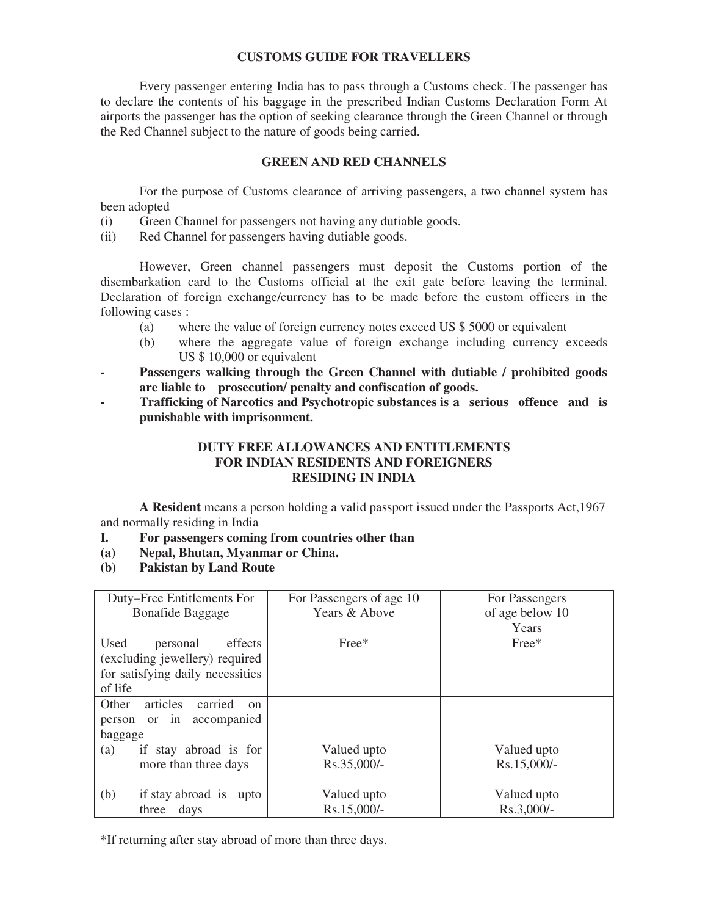## CUSTOMS GUIDE FOR TRAVELLERS

Every passenger entering India has to pass through a Customs check. The passenger has to declare the contents of his baggage in the prescribed Indian Customs Declaration Form At airports the passenger has the option of seeking clearance through the Green Channel or through the Red Channel subject to the nature of goods being carried.

## GREEN AND RED CHANNELS

For the purpose of Customs clearance of arriving passengers, a two channel system has been adopted

(i) Green Channel for passengers not having any dutiable goods.
(ii) Red Channel for passengers having dutiable goods.

However, Green channel passengers must deposit the Customs portion of the disembarkation card to the Customs official at the exit gate before leaving the terminal. Declaration of foreign exchange/currency has to be made before the custom officers in the following cases :

(a) where the value of foreign currency notes exceed US $ 5000 or equivalent
(b) where the aggregate value of foreign exchange including currency exceeds US $ 10,000 or equivalent

- **Passengers walking through the Green Channel with dutiable / prohibited goods are liable to prosecution/ penalty and confiscation of goods.**
- **Trafficking of Narcotics and Psychotropic substances is a serious offence and is punishable with imprisonment.**

## DUTY FREE ALLOWANCES AND ENTITLEMENTS FOR INDIAN RESIDENTS AND FOREIGNERS RESIDING IN INDIA

**A Resident** means a person holding a valid passport issued under the Passports Act,1967 and normally residing in India

**I. For passengers coming from countries other than**
**(a) Nepal, Bhutan, Myanmar or China.**
**(b) Pakistan by Land Route**

| Duty–Free Entitlements For Bonafide Baggage | For Passengers of age 10 Years & Above | For Passengers of age below 10 Years |
|---|---|---|
| Used personal effects (excluding jewellery) required for satisfying daily necessities of life | Free* | Free* |
| Other articles carried on person or in accompanied baggage | | |
| (a) if stay abroad is for more than three days | Valued upto Rs.35,000/- | Valued upto Rs.15,000/- |
| (b) if stay abroad is upto three days | Valued upto Rs.15,000/- | Valued upto Rs.3,000/- |

*If returning after stay abroad of more than three days.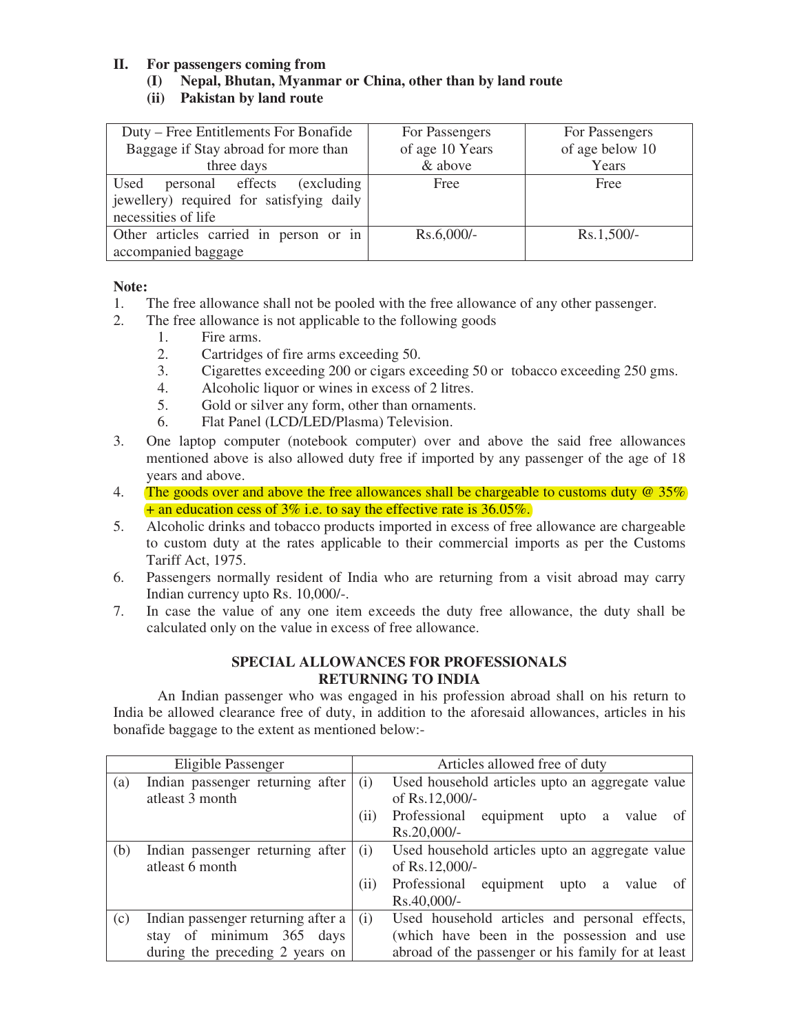## II. For passengers coming from

**(I) Nepal, Bhutan, Myanmar or China, other than by land route**

**(ii) Pakistan by land route**

| Duty – Free Entitlements For Bonafide Baggage if Stay abroad for more than three days | For Passengers of age 10 Years & above | For Passengers of age below 10 Years |
|---|---|---|
| Used personal effects (excluding jewellery) required for satisfying daily necessities of life | Free | Free |
| Other articles carried in person or in accompanied baggage | Rs.6,000/- | Rs.1,500/- |

**Note:**

1. The free allowance shall not be pooled with the free allowance of any other passenger.
2. The free allowance is not applicable to the following goods
   1. Fire arms.
   2. Cartridges of fire arms exceeding 50.
   3. Cigarettes exceeding 200 or cigars exceeding 50 or tobacco exceeding 250 gms.
   4. Alcoholic liquor or wines in excess of 2 litres.
   5. Gold or silver any form, other than ornaments.
   6. Flat Panel (LCD/LED/Plasma) Television.
3. One laptop computer (notebook computer) over and above the said free allowances mentioned above is also allowed duty free if imported by any passenger of the age of 18 years and above.
4. The goods over and above the free allowances shall be chargeable to customs duty @ 35% + an education cess of 3% i.e. to say the effective rate is 36.05%.
5. Alcoholic drinks and tobacco products imported in excess of free allowance are chargeable to custom duty at the rates applicable to their commercial imports as per the Customs Tariff Act, 1975.
6. Passengers normally resident of India who are returning from a visit abroad may carry Indian currency upto Rs. 10,000/-.
7. In case the value of any one item exceeds the duty free allowance, the duty shall be calculated only on the value in excess of free allowance.

## SPECIAL ALLOWANCES FOR PROFESSIONALS RETURNING TO INDIA

An Indian passenger who was engaged in his profession abroad shall on his return to India be allowed clearance free of duty, in addition to the aforesaid allowances, articles in his bonafide baggage to the extent as mentioned below:-

| Eligible Passenger | Articles allowed free of duty |
|---|---|
| (a) Indian passenger returning after atleast 3 month | (i) Used household articles upto an aggregate value of Rs.12,000/-<br>(ii) Professional equipment upto a value of Rs.20,000/- |
| (b) Indian passenger returning after atleast 6 month | (i) Used household articles upto an aggregate value of Rs.12,000/-<br>(ii) Professional equipment upto a value of Rs.40,000/- |
| (c) Indian passenger returning after a stay of minimum 365 days during the preceding 2 years on | (i) Used household articles and personal effects, (which have been in the possession and use abroad of the passenger or his family for at least |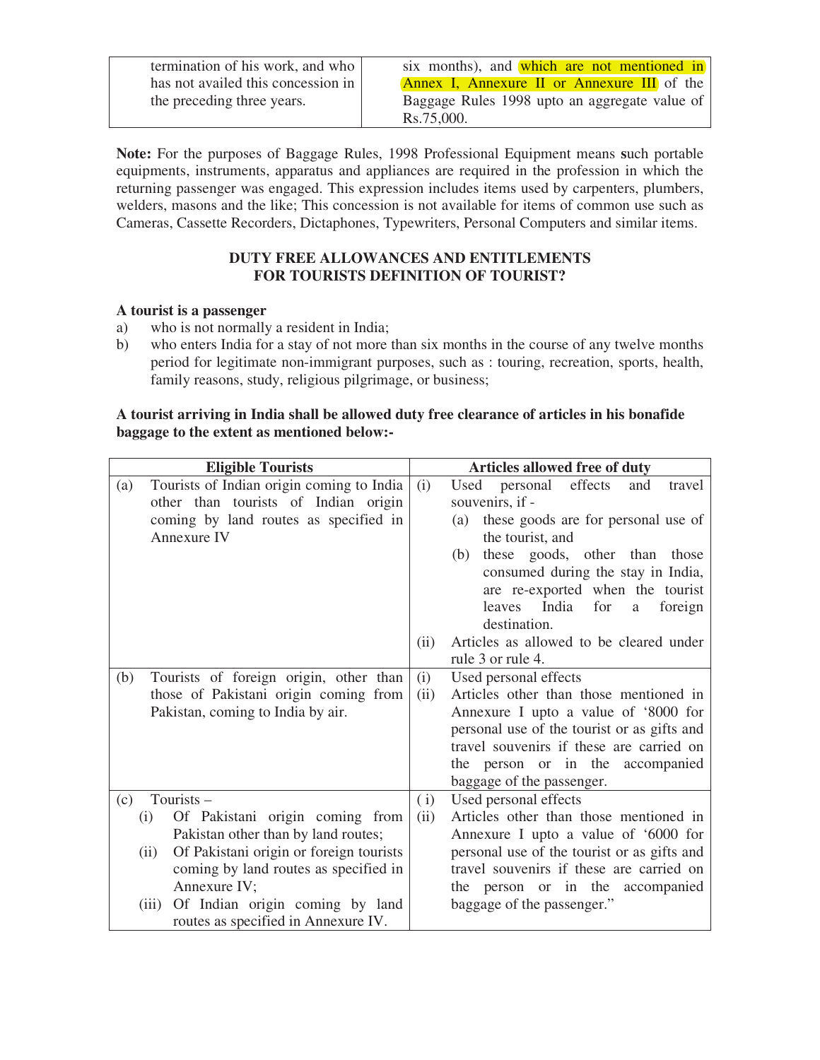| termination of his work, and who has not availed this concession in the preceding three years. | six months), and which are not mentioned in Annex I, Annexure II or Annexure III of the Baggage Rules 1998 upto an aggregate value of Rs.75,000. |
|---|---|

**Note:** For the purposes of Baggage Rules, 1998 Professional Equipment means **s**uch portable equipments, instruments, apparatus and appliances are required in the profession in which the returning passenger was engaged. This expression includes items used by carpenters, plumbers, welders, masons and the like; This concession is not available for items of common use such as Cameras, Cassette Recorders, Dictaphones, Typewriters, Personal Computers and similar items.

## DUTY FREE ALLOWANCES AND ENTITLEMENTS FOR TOURISTS DEFINITION OF TOURIST?

**A tourist is a passenger**

a) who is not normally a resident in India;
b) who enters India for a stay of not more than six months in the course of any twelve months period for legitimate non-immigrant purposes, such as : touring, recreation, sports, health, family reasons, study, religious pilgrimage, or business;

**A tourist arriving in India shall be allowed duty free clearance of articles in his bonafide baggage to the extent as mentioned below:-**

| Eligible Tourists | Articles allowed free of duty |
|---|---|
| (a) Tourists of Indian origin coming to India other than tourists of Indian origin coming by land routes as specified in Annexure IV | (i) Used personal effects and travel souvenirs, if - (a) these goods are for personal use of the tourist, and (b) these goods, other than those consumed during the stay in India, are re-exported when the tourist leaves India for a foreign destination. (ii) Articles as allowed to be cleared under rule 3 or rule 4. |
| (b) Tourists of foreign origin, other than those of Pakistani origin coming from Pakistan, coming to India by air. | (i) Used personal effects (ii) Articles other than those mentioned in Annexure I upto a value of '8000 for personal use of the tourist or as gifts and travel souvenirs if these are carried on the person or in the accompanied baggage of the passenger. |
| (c) Tourists – (i) Of Pakistani origin coming from Pakistan other than by land routes; (ii) Of Pakistani origin or foreign tourists coming by land routes as specified in Annexure IV; (iii) Of Indian origin coming by land routes as specified in Annexure IV. | (i) Used personal effects (ii) Articles other than those mentioned in Annexure I upto a value of '6000 for personal use of the tourist or as gifts and travel souvenirs if these are carried on the person or in the accompanied baggage of the passenger." |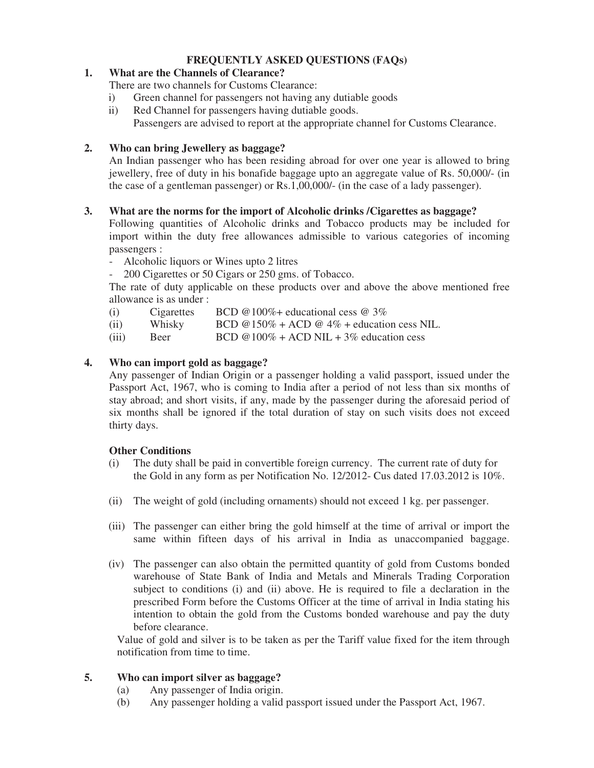# FREQUENTLY ASKED QUESTIONS (FAQs)

**1. What are the Channels of Clearance?**

There are two channels for Customs Clearance:

i) Green channel for passengers not having any dutiable goods

ii) Red Channel for passengers having dutiable goods.
Passengers are advised to report at the appropriate channel for Customs Clearance.

**2. Who can bring Jewellery as baggage?**

An Indian passenger who has been residing abroad for over one year is allowed to bring jewellery, free of duty in his bonafide baggage upto an aggregate value of Rs. 50,000/- (in the case of a gentleman passenger) or Rs.1,00,000/- (in the case of a lady passenger).

**3. What are the norms for the import of Alcoholic drinks /Cigarettes as baggage?**

Following quantities of Alcoholic drinks and Tobacco products may be included for import within the duty free allowances admissible to various categories of incoming passengers :

- Alcoholic liquors or Wines upto 2 litres
- 200 Cigarettes or 50 Cigars or 250 gms. of Tobacco.

The rate of duty applicable on these products over and above the above mentioned free allowance is as under :

| | | |
|---|---|---|
| (i) | Cigarettes | BCD @100%+ educational cess @ 3% |
| (ii) | Whisky | BCD @150% + ACD @ 4% + education cess NIL. |
| (iii) | Beer | BCD @100% + ACD NIL + 3% education cess |

**4. Who can import gold as baggage?**

Any passenger of Indian Origin or a passenger holding a valid passport, issued under the Passport Act, 1967, who is coming to India after a period of not less than six months of stay abroad; and short visits, if any, made by the passenger during the aforesaid period of six months shall be ignored if the total duration of stay on such visits does not exceed thirty days.

**Other Conditions**

(i) The duty shall be paid in convertible foreign currency. The current rate of duty for the Gold in any form as per Notification No. 12/2012- Cus dated 17.03.2012 is 10%.

(ii) The weight of gold (including ornaments) should not exceed 1 kg. per passenger.

(iii) The passenger can either bring the gold himself at the time of arrival or import the same within fifteen days of his arrival in India as unaccompanied baggage.

(iv) The passenger can also obtain the permitted quantity of gold from Customs bonded warehouse of State Bank of India and Metals and Minerals Trading Corporation subject to conditions (i) and (ii) above. He is required to file a declaration in the prescribed Form before the Customs Officer at the time of arrival in India stating his intention to obtain the gold from the Customs bonded warehouse and pay the duty before clearance.

Value of gold and silver is to be taken as per the Tariff value fixed for the item through notification from time to time.

**5. Who can import silver as baggage?**

(a) Any passenger of India origin.

(b) Any passenger holding a valid passport issued under the Passport Act, 1967.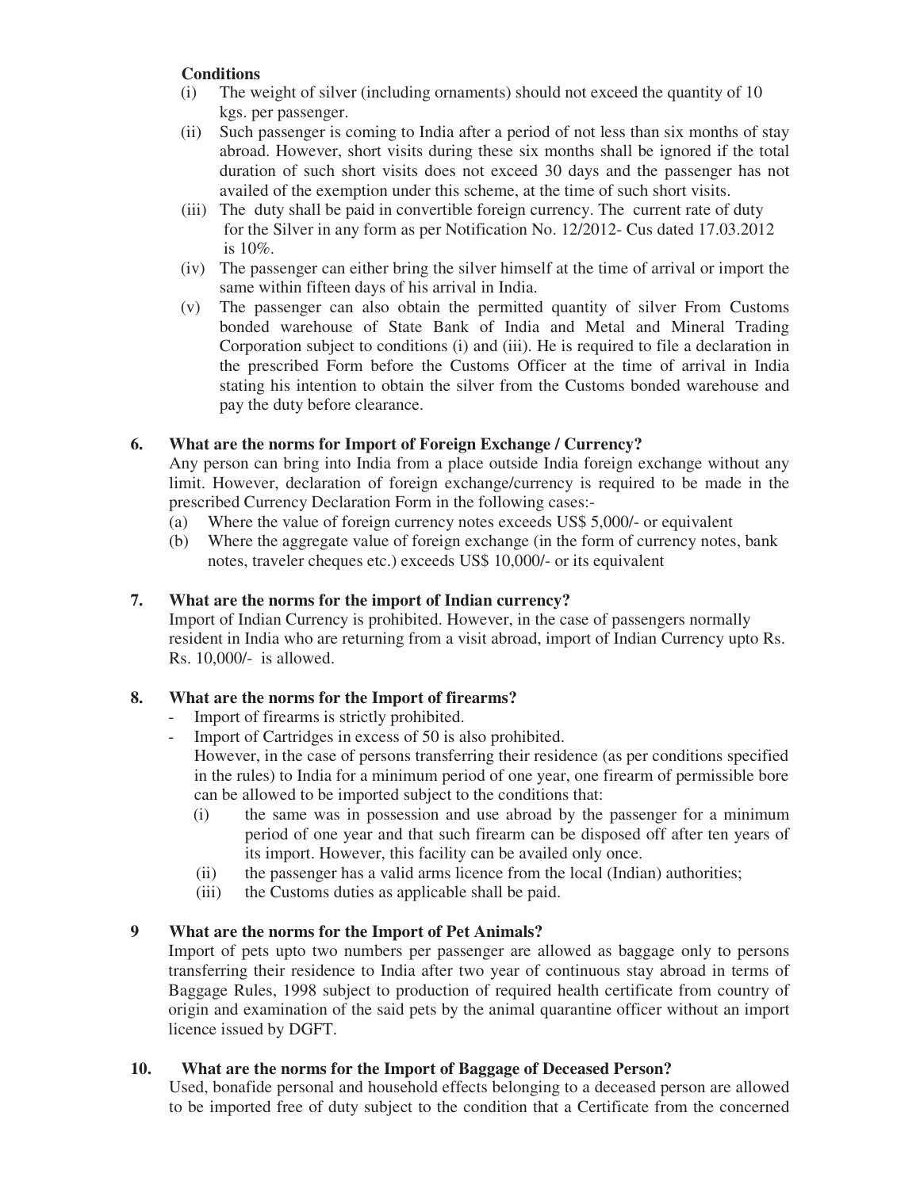**Conditions**

(i) The weight of silver (including ornaments) should not exceed the quantity of 10 kgs. per passenger.

(ii) Such passenger is coming to India after a period of not less than six months of stay abroad. However, short visits during these six months shall be ignored if the total duration of such short visits does not exceed 30 days and the passenger has not availed of the exemption under this scheme, at the time of such short visits.

(iii) The duty shall be paid in convertible foreign currency. The current rate of duty for the Silver in any form as per Notification No. 12/2012- Cus dated 17.03.2012 is 10%.

(iv) The passenger can either bring the silver himself at the time of arrival or import the same within fifteen days of his arrival in India.

(v) The passenger can also obtain the permitted quantity of silver From Customs bonded warehouse of State Bank of India and Metal and Mineral Trading Corporation subject to conditions (i) and (iii). He is required to file a declaration in the prescribed Form before the Customs Officer at the time of arrival in India stating his intention to obtain the silver from the Customs bonded warehouse and pay the duty before clearance.

**6. What are the norms for Import of Foreign Exchange / Currency?**

Any person can bring into India from a place outside India foreign exchange without any limit. However, declaration of foreign exchange/currency is required to be made in the prescribed Currency Declaration Form in the following cases:-

(a) Where the value of foreign currency notes exceeds US$ 5,000/- or equivalent

(b) Where the aggregate value of foreign exchange (in the form of currency notes, bank notes, traveler cheques etc.) exceeds US$ 10,000/- or its equivalent

**7. What are the norms for the import of Indian currency?**

Import of Indian Currency is prohibited. However, in the case of passengers normally resident in India who are returning from a visit abroad, import of Indian Currency upto Rs. Rs. 10,000/- is allowed.

**8. What are the norms for the Import of firearms?**

- Import of firearms is strictly prohibited.
- Import of Cartridges in excess of 50 is also prohibited.

  However, in the case of persons transferring their residence (as per conditions specified in the rules) to India for a minimum period of one year, one firearm of permissible bore can be allowed to be imported subject to the conditions that:

  (i) the same was in possession and use abroad by the passenger for a minimum period of one year and that such firearm can be disposed off after ten years of its import. However, this facility can be availed only once.

  (ii) the passenger has a valid arms licence from the local (Indian) authorities;

  (iii) the Customs duties as applicable shall be paid.

**9 What are the norms for the Import of Pet Animals?**

Import of pets upto two numbers per passenger are allowed as baggage only to persons transferring their residence to India after two year of continuous stay abroad in terms of Baggage Rules, 1998 subject to production of required health certificate from country of origin and examination of the said pets by the animal quarantine officer without an import licence issued by DGFT.

**10. What are the norms for the Import of Baggage of Deceased Person?**

Used, bonafide personal and household effects belonging to a deceased person are allowed to be imported free of duty subject to the condition that a Certificate from the concerned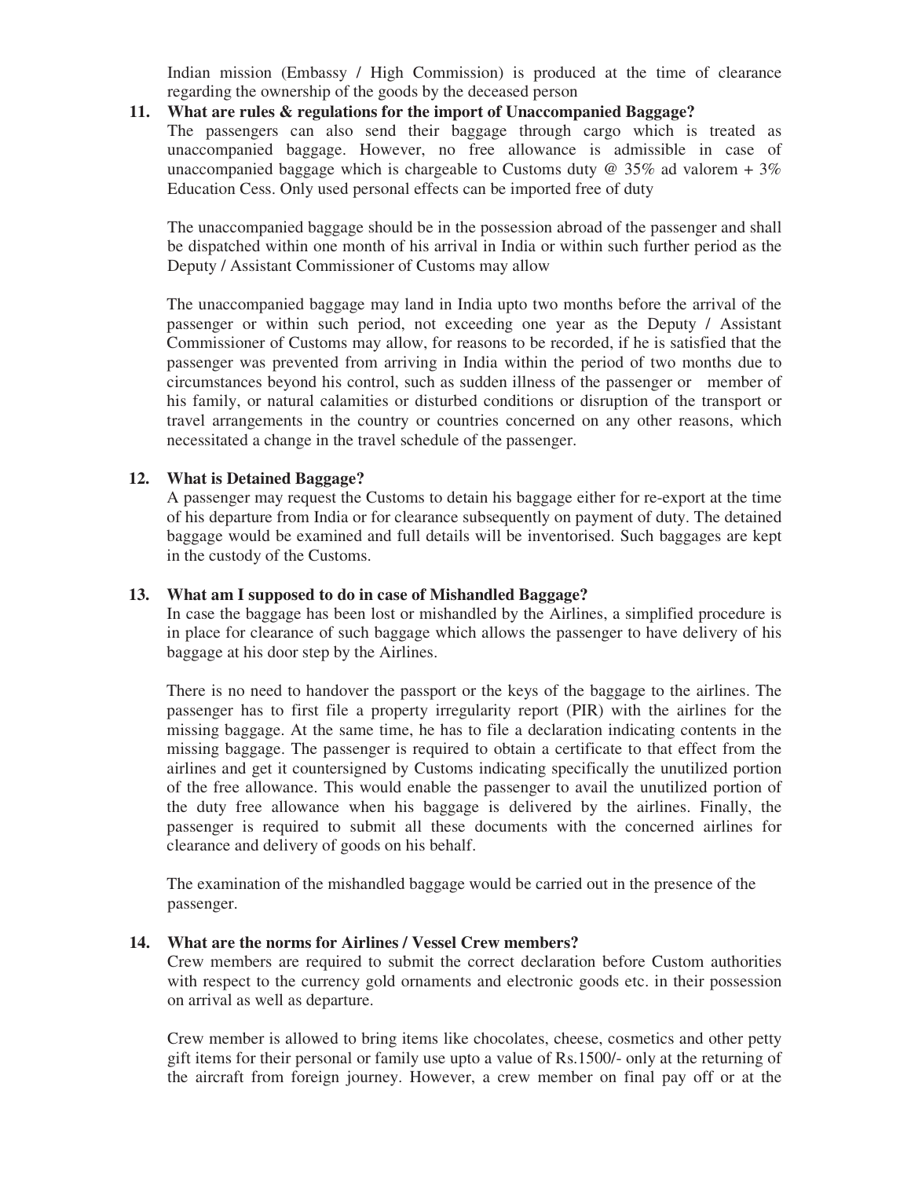Indian mission (Embassy / High Commission) is produced at the time of clearance regarding the ownership of the goods by the deceased person

**11. What are rules & regulations for the import of Unaccompanied Baggage?**

The passengers can also send their baggage through cargo which is treated as unaccompanied baggage. However, no free allowance is admissible in case of unaccompanied baggage which is chargeable to Customs duty @ 35% ad valorem + 3% Education Cess. Only used personal effects can be imported free of duty

The unaccompanied baggage should be in the possession abroad of the passenger and shall be dispatched within one month of his arrival in India or within such further period as the Deputy / Assistant Commissioner of Customs may allow

The unaccompanied baggage may land in India upto two months before the arrival of the passenger or within such period, not exceeding one year as the Deputy / Assistant Commissioner of Customs may allow, for reasons to be recorded, if he is satisfied that the passenger was prevented from arriving in India within the period of two months due to circumstances beyond his control, such as sudden illness of the passenger or member of his family, or natural calamities or disturbed conditions or disruption of the transport or travel arrangements in the country or countries concerned on any other reasons, which necessitated a change in the travel schedule of the passenger.

**12. What is Detained Baggage?**

A passenger may request the Customs to detain his baggage either for re-export at the time of his departure from India or for clearance subsequently on payment of duty. The detained baggage would be examined and full details will be inventorised. Such baggages are kept in the custody of the Customs.

**13. What am I supposed to do in case of Mishandled Baggage?**

In case the baggage has been lost or mishandled by the Airlines, a simplified procedure is in place for clearance of such baggage which allows the passenger to have delivery of his baggage at his door step by the Airlines.

There is no need to handover the passport or the keys of the baggage to the airlines. The passenger has to first file a property irregularity report (PIR) with the airlines for the missing baggage. At the same time, he has to file a declaration indicating contents in the missing baggage. The passenger is required to obtain a certificate to that effect from the airlines and get it countersigned by Customs indicating specifically the unutilized portion of the free allowance. This would enable the passenger to avail the unutilized portion of the duty free allowance when his baggage is delivered by the airlines. Finally, the passenger is required to submit all these documents with the concerned airlines for clearance and delivery of goods on his behalf.

The examination of the mishandled baggage would be carried out in the presence of the passenger.

**14. What are the norms for Airlines / Vessel Crew members?**

Crew members are required to submit the correct declaration before Custom authorities with respect to the currency gold ornaments and electronic goods etc. in their possession on arrival as well as departure.

Crew member is allowed to bring items like chocolates, cheese, cosmetics and other petty gift items for their personal or family use upto a value of Rs.1500/- only at the returning of the aircraft from foreign journey. However, a crew member on final pay off or at the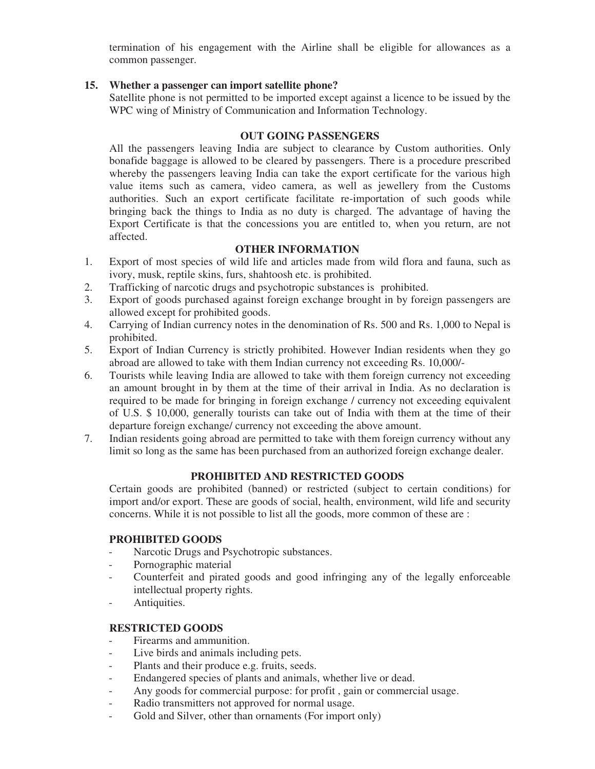termination of his engagement with the Airline shall be eligible for allowances as a common passenger.

**15. Whether a passenger can import satellite phone?**

Satellite phone is not permitted to be imported except against a licence to be issued by the WPC wing of Ministry of Communication and Information Technology.

## OUT GOING PASSENGERS

All the passengers leaving India are subject to clearance by Custom authorities. Only bonafide baggage is allowed to be cleared by passengers. There is a procedure prescribed whereby the passengers leaving India can take the export certificate for the various high value items such as camera, video camera, as well as jewellery from the Customs authorities. Such an export certificate facilitate re-importation of such goods while bringing back the things to India as no duty is charged. The advantage of having the Export Certificate is that the concessions you are entitled to, when you return, are not affected.

## OTHER INFORMATION

1. Export of most species of wild life and articles made from wild flora and fauna, such as ivory, musk, reptile skins, furs, shahtoosh etc. is prohibited.
2. Trafficking of narcotic drugs and psychotropic substances is prohibited.
3. Export of goods purchased against foreign exchange brought in by foreign passengers are allowed except for prohibited goods.
4. Carrying of Indian currency notes in the denomination of Rs. 500 and Rs. 1,000 to Nepal is prohibited.
5. Export of Indian Currency is strictly prohibited. However Indian residents when they go abroad are allowed to take with them Indian currency not exceeding Rs. 10,000/-
6. Tourists while leaving India are allowed to take with them foreign currency not exceeding an amount brought in by them at the time of their arrival in India. As no declaration is required to be made for bringing in foreign exchange / currency not exceeding equivalent of U.S. $ 10,000, generally tourists can take out of India with them at the time of their departure foreign exchange/ currency not exceeding the above amount.
7. Indian residents going abroad are permitted to take with them foreign currency without any limit so long as the same has been purchased from an authorized foreign exchange dealer.

## PROHIBITED AND RESTRICTED GOODS

Certain goods are prohibited (banned) or restricted (subject to certain conditions) for import and/or export. These are goods of social, health, environment, wild life and security concerns. While it is not possible to list all the goods, more common of these are :

### PROHIBITED GOODS

- Narcotic Drugs and Psychotropic substances.
- Pornographic material
- Counterfeit and pirated goods and good infringing any of the legally enforceable intellectual property rights.
- Antiquities.

### RESTRICTED GOODS

- Firearms and ammunition.
- Live birds and animals including pets.
- Plants and their produce e.g. fruits, seeds.
- Endangered species of plants and animals, whether live or dead.
- Any goods for commercial purpose: for profit , gain or commercial usage.
- Radio transmitters not approved for normal usage.
- Gold and Silver, other than ornaments (For import only)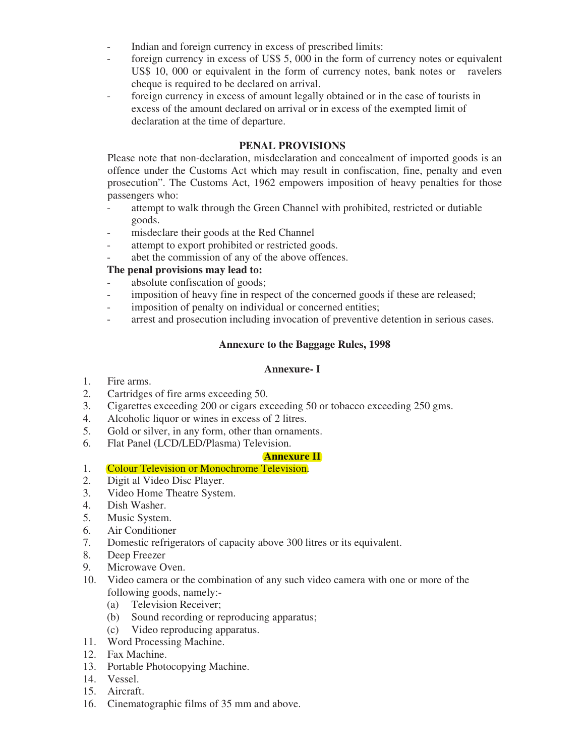- Indian and foreign currency in excess of prescribed limits:
- foreign currency in excess of US$ 5, 000 in the form of currency notes or equivalent US$ 10, 000 or equivalent in the form of currency notes, bank notes or ravelers cheque is required to be declared on arrival.
- foreign currency in excess of amount legally obtained or in the case of tourists in excess of the amount declared on arrival or in excess of the exempted limit of declaration at the time of departure.

## PENAL PROVISIONS

Please note that non-declaration, misdeclaration and concealment of imported goods is an offence under the Customs Act which may result in confiscation, fine, penalty and even prosecution". The Customs Act, 1962 empowers imposition of heavy penalties for those passengers who:

- attempt to walk through the Green Channel with prohibited, restricted or dutiable goods.
- misdeclare their goods at the Red Channel
- attempt to export prohibited or restricted goods.
- abet the commission of any of the above offences.

**The penal provisions may lead to:**

- absolute confiscation of goods;
- imposition of heavy fine in respect of the concerned goods if these are released;
- imposition of penalty on individual or concerned entities;
- arrest and prosecution including invocation of preventive detention in serious cases.

## Annexure to the Baggage Rules, 1998

### Annexure- I

1. Fire arms.
2. Cartridges of fire arms exceeding 50.
3. Cigarettes exceeding 200 or cigars exceeding 50 or tobacco exceeding 250 gms.
4. Alcoholic liquor or wines in excess of 2 litres.
5. Gold or silver, in any form, other than ornaments.
6. Flat Panel (LCD/LED/Plasma) Television.

### Annexure II

1. Colour Television or Monochrome Television.
2. Digit al Video Disc Player.
3. Video Home Theatre System.
4. Dish Washer.
5. Music System.
6. Air Conditioner
7. Domestic refrigerators of capacity above 300 litres or its equivalent.
8. Deep Freezer
9. Microwave Oven.
10. Video camera or the combination of any such video camera with one or more of the following goods, namely:-
    (a) Television Receiver;
    (b) Sound recording or reproducing apparatus;
    (c) Video reproducing apparatus.
11. Word Processing Machine.
12. Fax Machine.
13. Portable Photocopying Machine.
14. Vessel.
15. Aircraft.
16. Cinematographic films of 35 mm and above.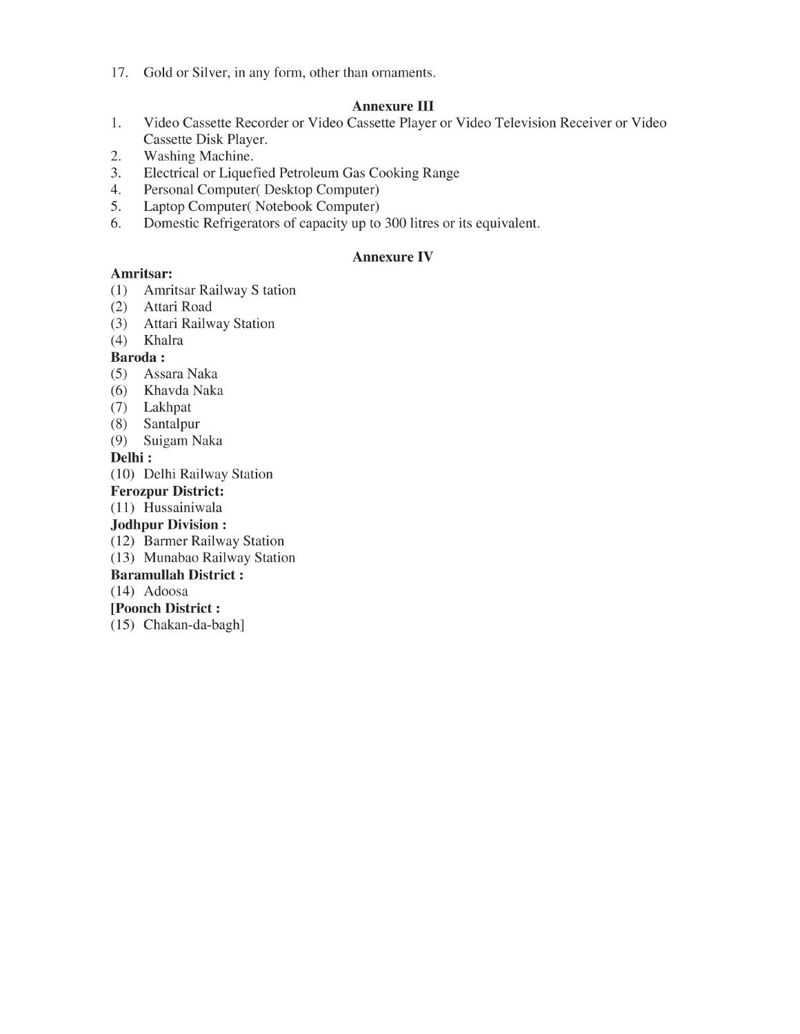17. Gold or Silver, in any form, other than ornaments.

## Annexure III

1. Video Cassette Recorder or Video Cassette Player or Video Television Receiver or Video Cassette Disk Player.
2. Washing Machine.
3. Electrical or Liquefied Petroleum Gas Cooking Range
4. Personal Computer( Desktop Computer)
5. Laptop Computer( Notebook Computer)
6. Domestic Refrigerators of capacity up to 300 litres or its equivalent.

## Annexure IV

**Amritsar:**

(1) Amritsar Railway S tation
(2) Attari Road
(3) Attari Railway Station
(4) Khalra

**Baroda :**

(5) Assara Naka
(6) Khavda Naka
(7) Lakhpat
(8) Santalpur
(9) Suigam Naka

**Delhi :**

(10) Delhi Railway Station

**Ferozpur District:**

(11) Hussainiwala

**Jodhpur Division :**

(12) Barmer Railway Station
(13) Munabao Railway Station

**Baramullah District :**

(14) Adoosa

**[Poonch District :**

(15) Chakan-da-bagh]